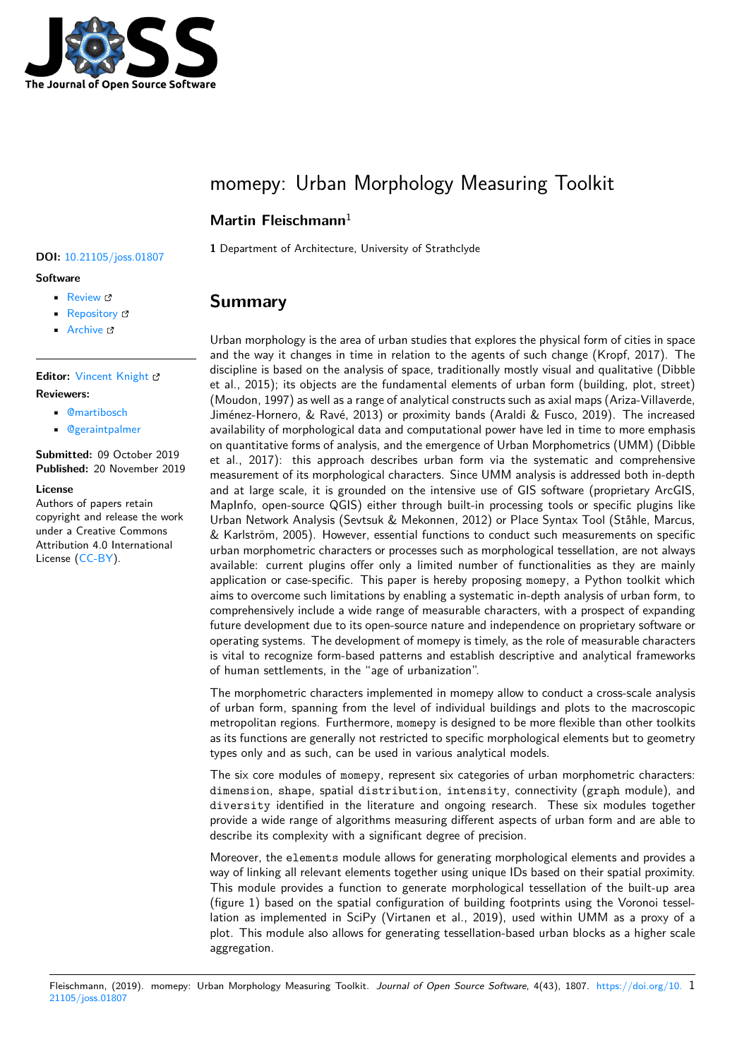# momepy: Urban Morphology Measuring Toolkit

**Martin Fleischmann**[1]

**1** Department of Architecture, University of Strathclyde

**DOI:** 10.21105/joss.01807

**Software**

- Review
- Repository
- Archive

**Editor:** Vincent Knight

**Reviewers:**

- @martibosch
- @geraintpalmer

**Submitted:** 09 October 2019
**Published:** 20 November 2019

**License**
Authors of papers retain copyright and release the work under a Creative Commons Attribution 4.0 International License (CC-BY).

## Summary

Urban morphology is the area of urban studies that explores the physical form of cities in space and the way it changes in time in relation to the agents of such change (Kropf, 2017). The discipline is based on the analysis of space, traditionally mostly visual and qualitative (Dibble et al., 2015); its objects are the fundamental elements of urban form (building, plot, street) (Moudon, 1997) as well as a range of analytical constructs such as axial maps (Ariza-Villaverde, Jiménez-Hornero, & Ravé, 2013) or proximity bands (Araldi & Fusco, 2019). The increased availability of morphological data and computational power have led in time to more emphasis on quantitative forms of analysis, and the emergence of Urban Morphometrics (UMM) (Dibble et al., 2017): this approach describes urban form via the systematic and comprehensive measurement of its morphological characters. Since UMM analysis is addressed both in-depth and at large scale, it is grounded on the intensive use of GIS software (proprietary ArcGIS, MapInfo, open-source QGIS) either through built-in processing tools or specific plugins like Urban Network Analysis (Sevtsuk & Mekonnen, 2012) or Place Syntax Tool (Ståhle, Marcus, & Karlström, 2005). However, essential functions to conduct such measurements on specific urban morphometric characters or processes such as morphological tessellation, are not always available: current plugins offer only a limited number of functionalities as they are mainly application or case-specific. This paper is hereby proposing `momepy`, a Python toolkit which aims to overcome such limitations by enabling a systematic in-depth analysis of urban form, to comprehensively include a wide range of measurable characters, with a prospect of expanding future development due to its open-source nature and independence on proprietary software or operating systems. The development of momepy is timely, as the role of measurable characters is vital to recognize form-based patterns and establish descriptive and analytical frameworks of human settlements, in the "age of urbanization".

The morphometric characters implemented in momepy allow to conduct a cross-scale analysis of urban form, spanning from the level of individual buildings and plots to the macroscopic metropolitan regions. Furthermore, `momepy` is designed to be more flexible than other toolkits as its functions are generally not restricted to specific morphological elements but to geometry types only and as such, can be used in various analytical models.

The six core modules of `momepy`, represent six categories of urban morphometric characters: `dimension`, `shape`, `spatial distribution`, `intensity`, connectivity (`graph` module), and `diversity` identified in the literature and ongoing research. These six modules together provide a wide range of algorithms measuring different aspects of urban form and are able to describe its complexity with a significant degree of precision.

Moreover, the `elements` module allows for generating morphological elements and provides a way of linking all relevant elements together using unique IDs based on their spatial proximity. This module provides a function to generate morphological tessellation of the built-up area (figure 1) based on the spatial configuration of building footprints using the Voronoi tessellation as implemented in SciPy (Virtanen et al., 2019), used within UMM as a proxy of a plot. This module also allows for generating tessellation-based urban blocks as a higher scale aggregation.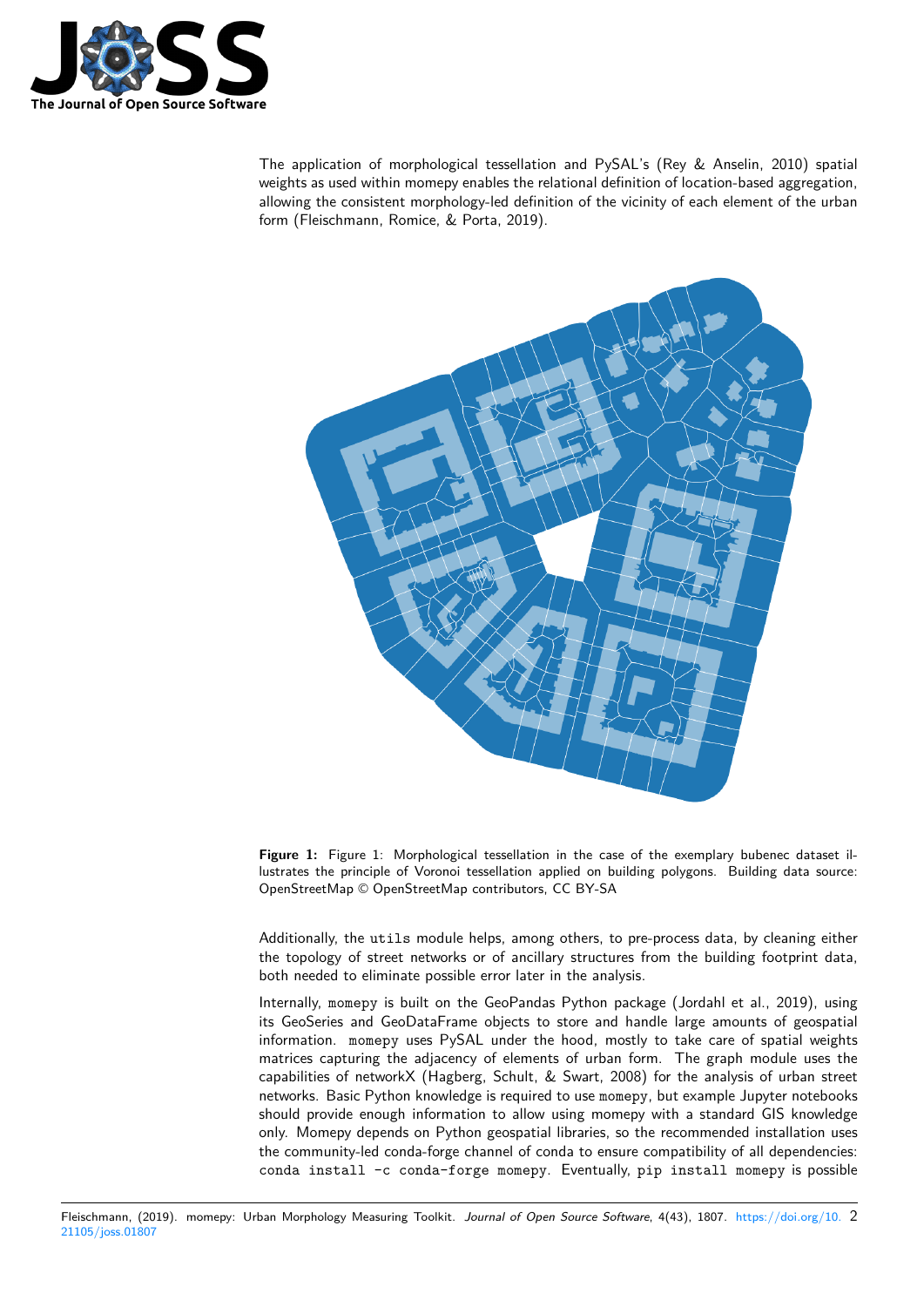The application of morphological tessellation and PySAL's (Rey & Anselin, 2010) spatial weights as used within momepy enables the relational definition of location-based aggregation, allowing the consistent morphology-led definition of the vicinity of each element of the urban form (Fleischmann, Romice, & Porta, 2019).

**Figure 1:** Figure 1: Morphological tessellation in the case of the exemplary bubenec dataset illustrates the principle of Voronoi tessellation applied on building polygons. Building data source: OpenStreetMap © OpenStreetMap contributors, CC BY-SA

Additionally, the `utils` module helps, among others, to pre-process data, by cleaning either the topology of street networks or of ancillary structures from the building footprint data, both needed to eliminate possible error later in the analysis.

Internally, `momepy` is built on the GeoPandas Python package (Jordahl et al., 2019), using its GeoSeries and GeoDataFrame objects to store and handle large amounts of geospatial information. `momepy` uses PySAL under the hood, mostly to take care of spatial weights matrices capturing the adjacency of elements of urban form. The graph module uses the capabilities of networkX (Hagberg, Schult, & Swart, 2008) for the analysis of urban street networks. Basic Python knowledge is required to use `momepy`, but example Jupyter notebooks should provide enough information to allow using momepy with a standard GIS knowledge only. Momepy depends on Python geospatial libraries, so the recommended installation uses the community-led conda-forge channel of conda to ensure compatibility of all dependencies: `conda install -c conda-forge momepy`. Eventually, `pip install momepy` is possible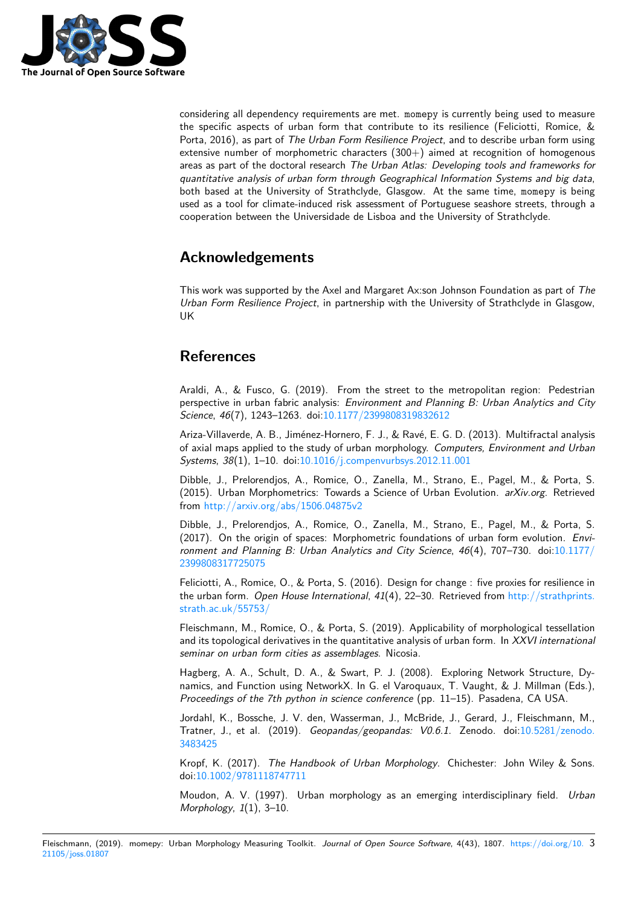considering all dependency requirements are met. momepy is currently being used to measure the specific aspects of urban form that contribute to its resilience (Feliciotti, Romice, & Porta, 2016), as part of *The Urban Form Resilience Project*, and to describe urban form using extensive number of morphometric characters (300+) aimed at recognition of homogenous areas as part of the doctoral research *The Urban Atlas: Developing tools and frameworks for quantitative analysis of urban form through Geographical Information Systems and big data*, both based at the University of Strathclyde, Glasgow. At the same time, momepy is being used as a tool for climate-induced risk assessment of Portuguese seashore streets, through a cooperation between the Universidade de Lisboa and the University of Strathclyde.

## Acknowledgements

This work was supported by the Axel and Margaret Ax:son Johnson Foundation as part of *The Urban Form Resilience Project*, in partnership with the University of Strathclyde in Glasgow, UK

## References

Araldi, A., & Fusco, G. (2019). From the street to the metropolitan region: Pedestrian perspective in urban fabric analysis: *Environment and Planning B: Urban Analytics and City Science*, *46*(7), 1243–1263. doi:10.1177/2399808319832612

Ariza-Villaverde, A. B., Jiménez-Hornero, F. J., & Ravé, E. G. D. (2013). Multifractal analysis of axial maps applied to the study of urban morphology. *Computers, Environment and Urban Systems*, *38*(1), 1–10. doi:10.1016/j.compenvurbsys.2012.11.001

Dibble, J., Prelorendjos, A., Romice, O., Zanella, M., Strano, E., Pagel, M., & Porta, S. (2015). Urban Morphometrics: Towards a Science of Urban Evolution. *arXiv.org*. Retrieved from http://arxiv.org/abs/1506.04875v2

Dibble, J., Prelorendjos, A., Romice, O., Zanella, M., Strano, E., Pagel, M., & Porta, S. (2017). On the origin of spaces: Morphometric foundations of urban form evolution. *Environment and Planning B: Urban Analytics and City Science*, *46*(4), 707–730. doi:10.1177/2399808317725075

Feliciotti, A., Romice, O., & Porta, S. (2016). Design for change : five proxies for resilience in the urban form. *Open House International*, *41*(4), 22–30. Retrieved from http://strathprints.strath.ac.uk/55753/

Fleischmann, M., Romice, O., & Porta, S. (2019). Applicability of morphological tessellation and its topological derivatives in the quantitative analysis of urban form. In *XXVI international seminar on urban form cities as assemblages*. Nicosia.

Hagberg, A. A., Schult, D. A., & Swart, P. J. (2008). Exploring Network Structure, Dynamics, and Function using NetworkX. In G. el Varoquaux, T. Vaught, & J. Millman (Eds.), *Proceedings of the 7th python in science conference* (pp. 11–15). Pasadena, CA USA.

Jordahl, K., Bossche, J. V. den, Wasserman, J., McBride, J., Gerard, J., Fleischmann, M., Tratner, J., et al. (2019). *Geopandas/geopandas: V0.6.1*. Zenodo. doi:10.5281/zenodo.3483425

Kropf, K. (2017). *The Handbook of Urban Morphology*. Chichester: John Wiley & Sons. doi:10.1002/9781118747711

Moudon, A. V. (1997). Urban morphology as an emerging interdisciplinary field. *Urban Morphology*, *1*(1), 3–10.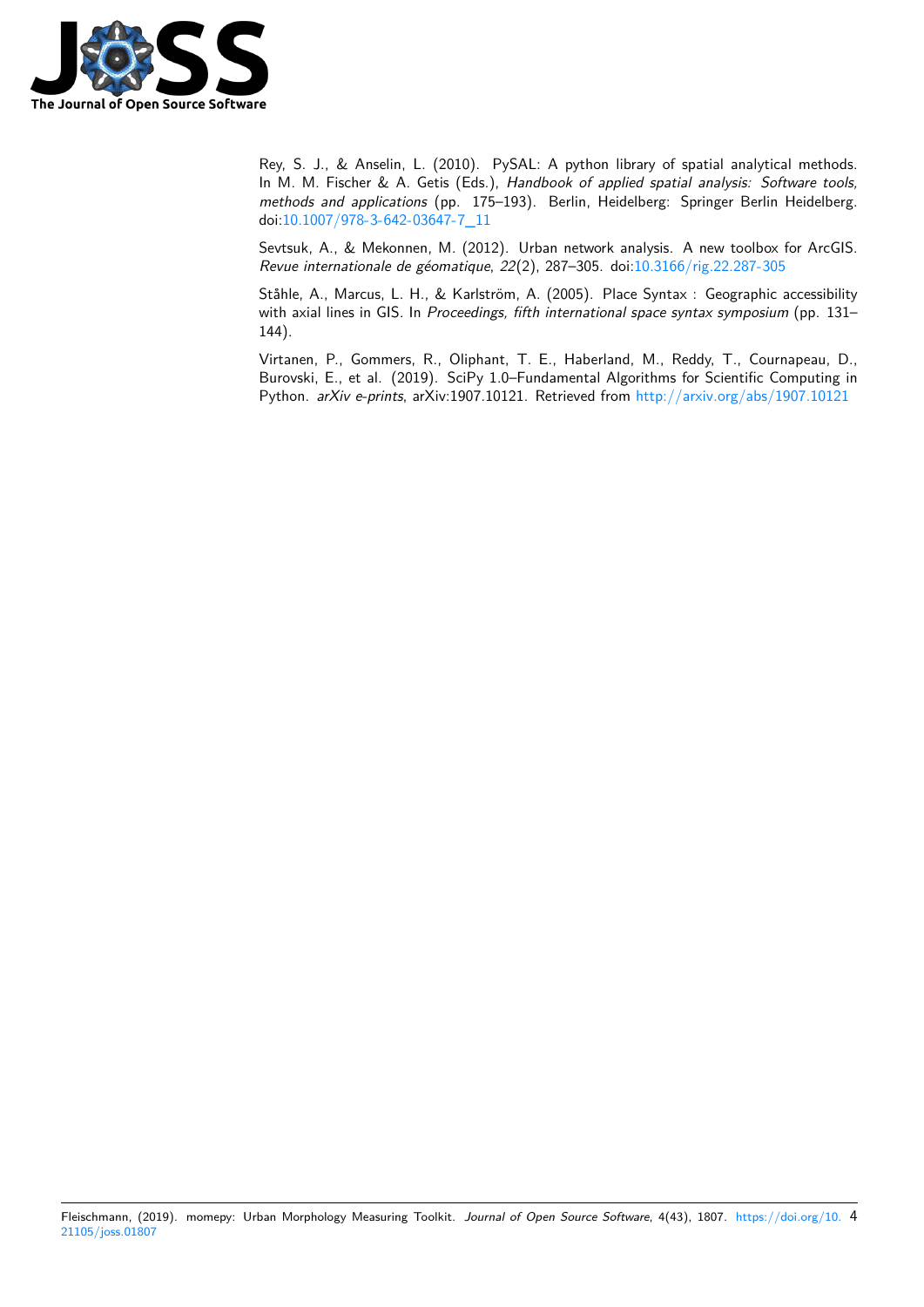Rey, S. J., & Anselin, L. (2010). PySAL: A python library of spatial analytical methods. In M. M. Fischer & A. Getis (Eds.), *Handbook of applied spatial analysis: Software tools, methods and applications* (pp. 175–193). Berlin, Heidelberg: Springer Berlin Heidelberg. doi:10.1007/978-3-642-03647-7_11

Sevtsuk, A., & Mekonnen, M. (2012). Urban network analysis. A new toolbox for ArcGIS. *Revue internationale de géomatique*, *22*(2), 287–305. doi:10.3166/rig.22.287-305

Ståhle, A., Marcus, L. H., & Karlström, A. (2005). Place Syntax : Geographic accessibility with axial lines in GIS. In *Proceedings, fifth international space syntax symposium* (pp. 131–144).

Virtanen, P., Gommers, R., Oliphant, T. E., Haberland, M., Reddy, T., Cournapeau, D., Burovski, E., et al. (2019). SciPy 1.0–Fundamental Algorithms for Scientific Computing in Python. *arXiv e-prints*, arXiv:1907.10121. Retrieved from http://arxiv.org/abs/1907.10121